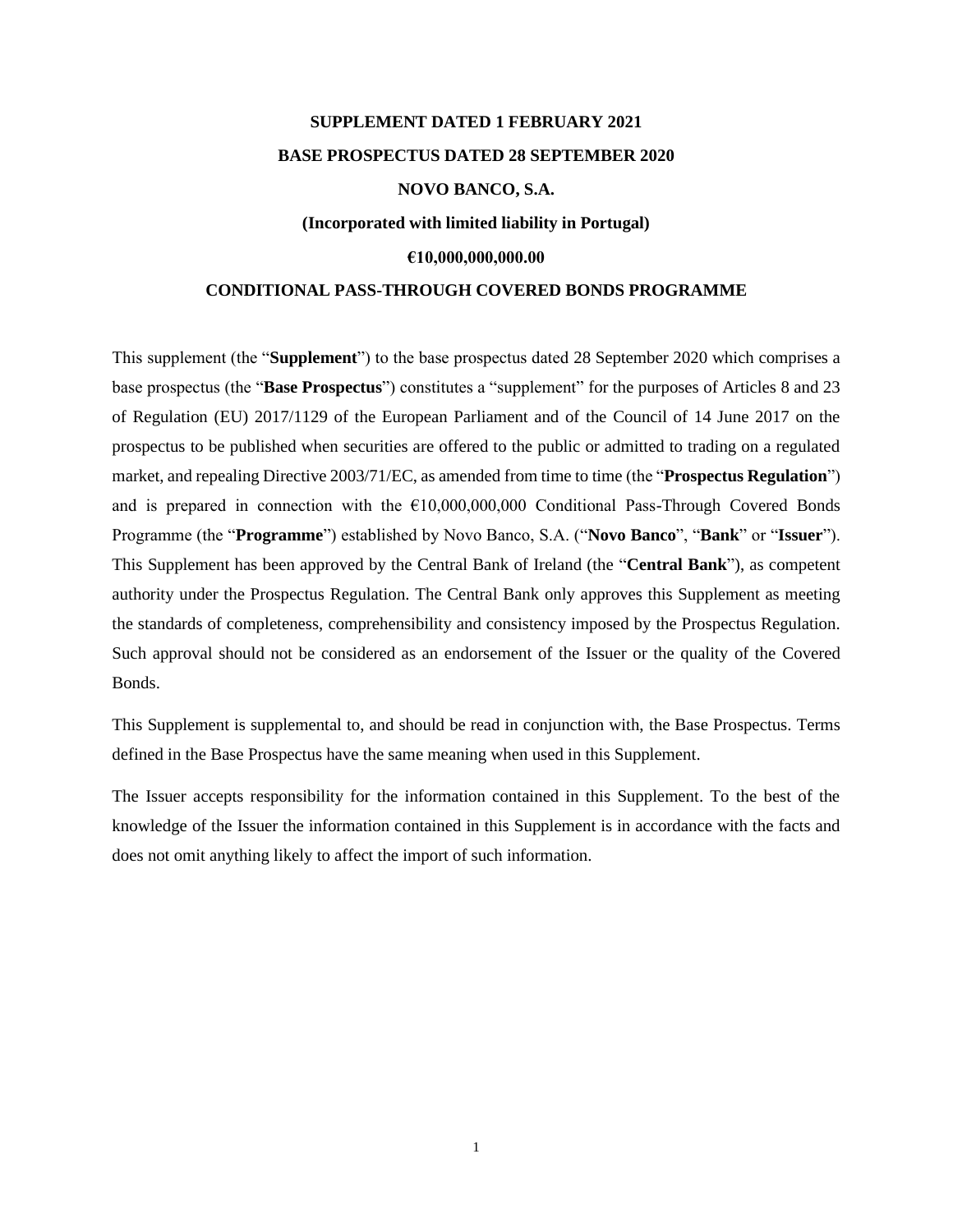**SUPPLEMENT DATED 1 FEBRUARY 2021**

**BASE PROSPECTUS DATED 28 SEPTEMBER 2020**

**NOVO BANCO, S.A.**

**(Incorporated with limited liability in Portugal)**

**€10,000,000,000.00**

**CONDITIONAL PASS-THROUGH COVERED BONDS PROGRAMME**

This supplement (the "**Supplement**") to the base prospectus dated 28 September 2020 which comprises a base prospectus (the "**Base Prospectus**") constitutes a "supplement" for the purposes of Articles 8 and 23 of Regulation (EU) 2017/1129 of the European Parliament and of the Council of 14 June 2017 on the prospectus to be published when securities are offered to the public or admitted to trading on a regulated market, and repealing Directive 2003/71/EC, as amended from time to time (the "**Prospectus Regulation**") and is prepared in connection with the €10,000,000,000 Conditional Pass-Through Covered Bonds Programme (the "**Programme**") established by Novo Banco, S.A. ("**Novo Banco**", "**Bank**" or "**Issuer**"). This Supplement has been approved by the Central Bank of Ireland (the "**Central Bank**"), as competent authority under the Prospectus Regulation. The Central Bank only approves this Supplement as meeting the standards of completeness, comprehensibility and consistency imposed by the Prospectus Regulation. Such approval should not be considered as an endorsement of the Issuer or the quality of the Covered Bonds.

This Supplement is supplemental to, and should be read in conjunction with, the Base Prospectus. Terms defined in the Base Prospectus have the same meaning when used in this Supplement.

The Issuer accepts responsibility for the information contained in this Supplement. To the best of the knowledge of the Issuer the information contained in this Supplement is in accordance with the facts and does not omit anything likely to affect the import of such information.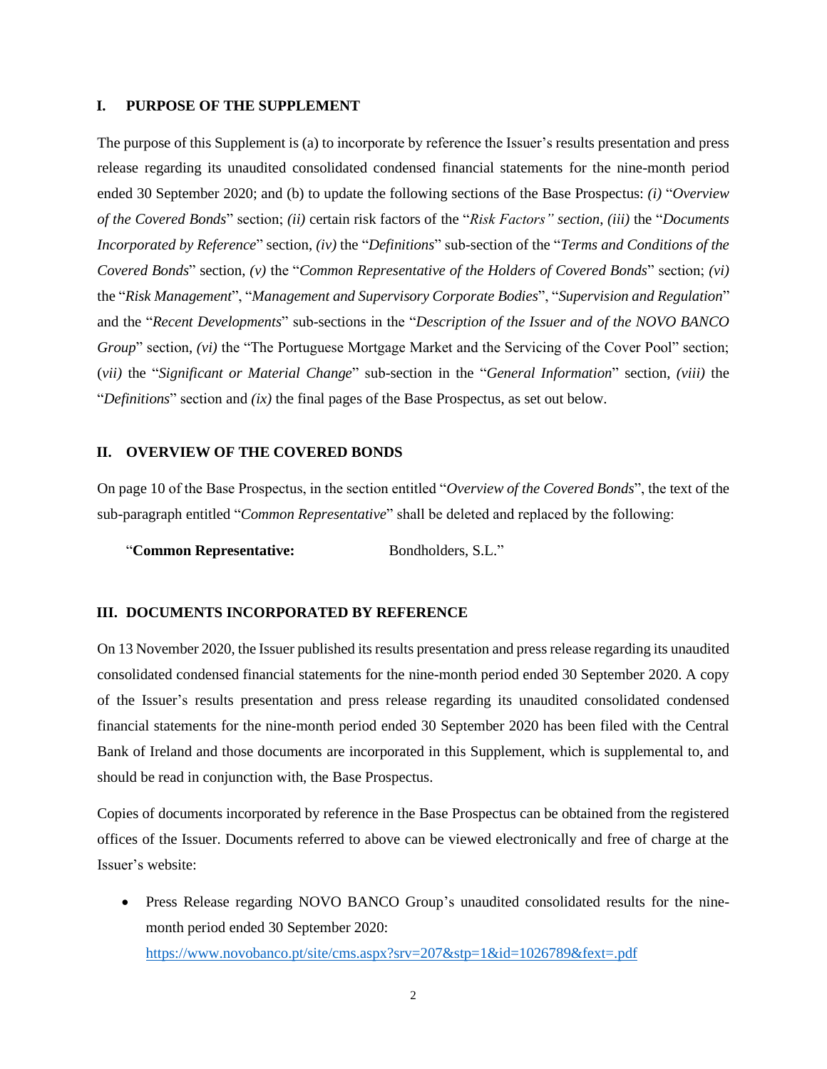## I. PURPOSE OF THE SUPPLEMENT

The purpose of this Supplement is (a) to incorporate by reference the Issuer's results presentation and press release regarding its unaudited consolidated condensed financial statements for the nine-month period ended 30 September 2020; and (b) to update the following sections of the Base Prospectus: *(i)* "*Overview of the Covered Bonds*" section; *(ii)* certain risk factors of the "*Risk Factors" section*, *(iii)* the "*Documents Incorporated by Reference*" section, *(iv)* the "*Definitions*" sub-section of the "*Terms and Conditions of the Covered Bonds*" section, *(v)* the "*Common Representative of the Holders of Covered Bonds*" section; *(vi)* the "*Risk Management*", "*Management and Supervisory Corporate Bodies*", "*Supervision and Regulation*" and the "*Recent Developments*" sub-sections in the "*Description of the Issuer and of the NOVO BANCO Group*" section, *(vi)* the "The Portuguese Mortgage Market and the Servicing of the Cover Pool" section; (*vii)* the "*Significant or Material Change*" sub-section in the "*General Information*" section, *(viii)* the "*Definitions*" section and *(ix)* the final pages of the Base Prospectus, as set out below.

## II. OVERVIEW OF THE COVERED BONDS

On page 10 of the Base Prospectus, in the section entitled "*Overview of the Covered Bonds*", the text of the sub-paragraph entitled "*Common Representative*" shall be deleted and replaced by the following:

"**Common Representative:** Bondholders, S.L."

## III. DOCUMENTS INCORPORATED BY REFERENCE

On 13 November 2020, the Issuer published its results presentation and press release regarding its unaudited consolidated condensed financial statements for the nine-month period ended 30 September 2020. A copy of the Issuer's results presentation and press release regarding its unaudited consolidated condensed financial statements for the nine-month period ended 30 September 2020 has been filed with the Central Bank of Ireland and those documents are incorporated in this Supplement, which is supplemental to, and should be read in conjunction with, the Base Prospectus.

Copies of documents incorporated by reference in the Base Prospectus can be obtained from the registered offices of the Issuer. Documents referred to above can be viewed electronically and free of charge at the Issuer's website:

- Press Release regarding NOVO BANCO Group's unaudited consolidated results for the nine-month period ended 30 September 2020:
  https://www.novobanco.pt/site/cms.aspx?srv=207&stp=1&id=1026789&fext=.pdf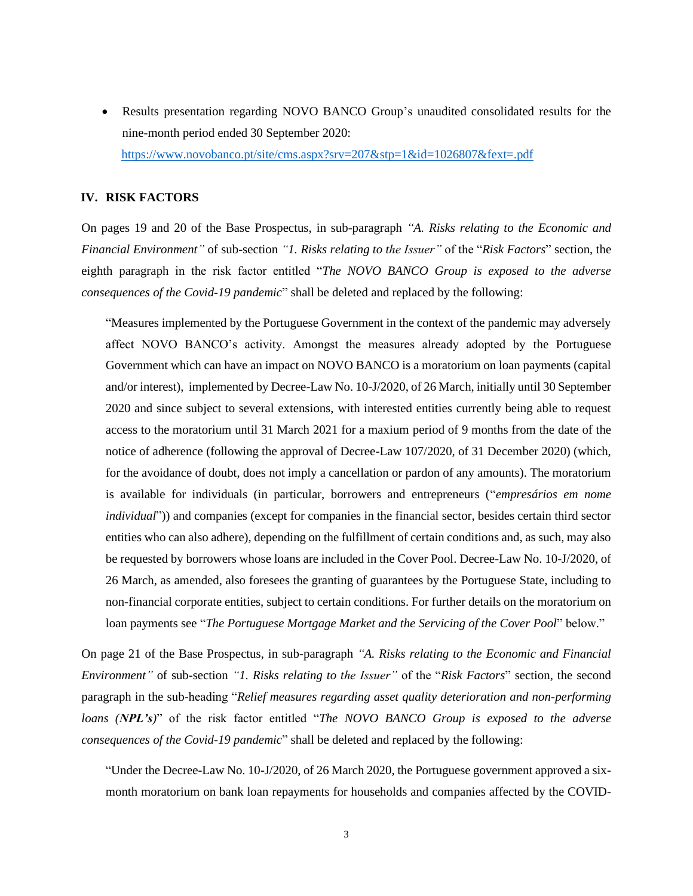- Results presentation regarding NOVO BANCO Group's unaudited consolidated results for the nine-month period ended 30 September 2020: [https://www.novobanco.pt/site/cms.aspx?srv=207&stp=1&id=1026807&fext=.pdf](https://www.novobanco.pt/site/cms.aspx?srv=207&stp=1&id=1026807&fext=.pdf)

## IV. RISK FACTORS

On pages 19 and 20 of the Base Prospectus, in sub-paragraph *"A. Risks relating to the Economic and Financial Environment"* of sub-section *"1. Risks relating to the Issuer"* of the "*Risk Factors*" section, the eighth paragraph in the risk factor entitled "*The NOVO BANCO Group is exposed to the adverse consequences of the Covid-19 pandemic*" shall be deleted and replaced by the following:

> "Measures implemented by the Portuguese Government in the context of the pandemic may adversely affect NOVO BANCO's activity. Amongst the measures already adopted by the Portuguese Government which can have an impact on NOVO BANCO is a moratorium on loan payments (capital and/or interest), implemented by Decree-Law No. 10-J/2020, of 26 March, initially until 30 September 2020 and since subject to several extensions, with interested entities currently being able to request access to the moratorium until 31 March 2021 for a maxium period of 9 months from the date of the notice of adherence (following the approval of Decree-Law 107/2020, of 31 December 2020) (which, for the avoidance of doubt, does not imply a cancellation or pardon of any amounts). The moratorium is available for individuals (in particular, borrowers and entrepreneurs ("*empresários em nome individual*")) and companies (except for companies in the financial sector, besides certain third sector entities who can also adhere), depending on the fulfillment of certain conditions and, as such, may also be requested by borrowers whose loans are included in the Cover Pool. Decree-Law No. 10-J/2020, of 26 March, as amended, also foresees the granting of guarantees by the Portuguese State, including to non-financial corporate entities, subject to certain conditions. For further details on the moratorium on loan payments see "*The Portuguese Mortgage Market and the Servicing of the Cover Pool*" below."

On page 21 of the Base Prospectus, in sub-paragraph *"A. Risks relating to the Economic and Financial Environment"* of sub-section *"1. Risks relating to the Issuer"* of the "*Risk Factors*" section, the second paragraph in the sub-heading "*Relief measures regarding asset quality deterioration and non-performing loans (**NPL's**)*" of the risk factor entitled "*The NOVO BANCO Group is exposed to the adverse consequences of the Covid-19 pandemic*" shall be deleted and replaced by the following:

> "Under the Decree-Law No. 10-J/2020, of 26 March 2020, the Portuguese government approved a six-month moratorium on bank loan repayments for households and companies affected by the COVID-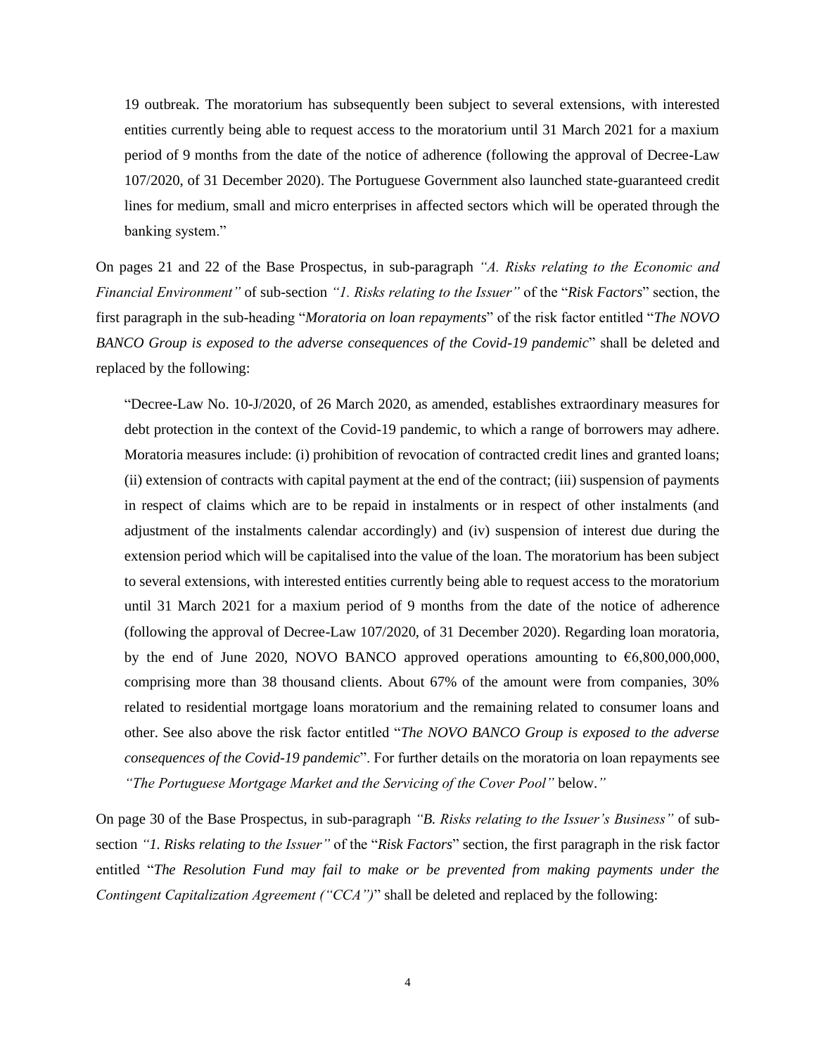19 outbreak. The moratorium has subsequently been subject to several extensions, with interested entities currently being able to request access to the moratorium until 31 March 2021 for a maxium period of 9 months from the date of the notice of adherence (following the approval of Decree-Law 107/2020, of 31 December 2020). The Portuguese Government also launched state-guaranteed credit lines for medium, small and micro enterprises in affected sectors which will be operated through the banking system."

On pages 21 and 22 of the Base Prospectus, in sub-paragraph *"A. Risks relating to the Economic and Financial Environment"* of sub-section *"1. Risks relating to the Issuer"* of the "*Risk Factors*" section, the first paragraph in the sub-heading "*Moratoria on loan repayments*" of the risk factor entitled "*The NOVO BANCO Group is exposed to the adverse consequences of the Covid-19 pandemic*" shall be deleted and replaced by the following:

"Decree-Law No. 10-J/2020, of 26 March 2020, as amended, establishes extraordinary measures for debt protection in the context of the Covid-19 pandemic, to which a range of borrowers may adhere. Moratoria measures include: (i) prohibition of revocation of contracted credit lines and granted loans; (ii) extension of contracts with capital payment at the end of the contract; (iii) suspension of payments in respect of claims which are to be repaid in instalments or in respect of other instalments (and adjustment of the instalments calendar accordingly) and (iv) suspension of interest due during the extension period which will be capitalised into the value of the loan. The moratorium has been subject to several extensions, with interested entities currently being able to request access to the moratorium until 31 March 2021 for a maxium period of 9 months from the date of the notice of adherence (following the approval of Decree-Law 107/2020, of 31 December 2020). Regarding loan moratoria, by the end of June 2020, NOVO BANCO approved operations amounting to €6,800,000,000, comprising more than 38 thousand clients. About 67% of the amount were from companies, 30% related to residential mortgage loans moratorium and the remaining related to consumer loans and other. See also above the risk factor entitled "*The NOVO BANCO Group is exposed to the adverse consequences of the Covid-19 pandemic*". For further details on the moratoria on loan repayments see *"The Portuguese Mortgage Market and the Servicing of the Cover Pool"* below.*"*

On page 30 of the Base Prospectus, in sub-paragraph *"B. Risks relating to the Issuer's Business"* of sub-section *"1. Risks relating to the Issuer"* of the "*Risk Factors*" section, the first paragraph in the risk factor entitled "*The Resolution Fund may fail to make or be prevented from making payments under the Contingent Capitalization Agreement ("CCA")*" shall be deleted and replaced by the following: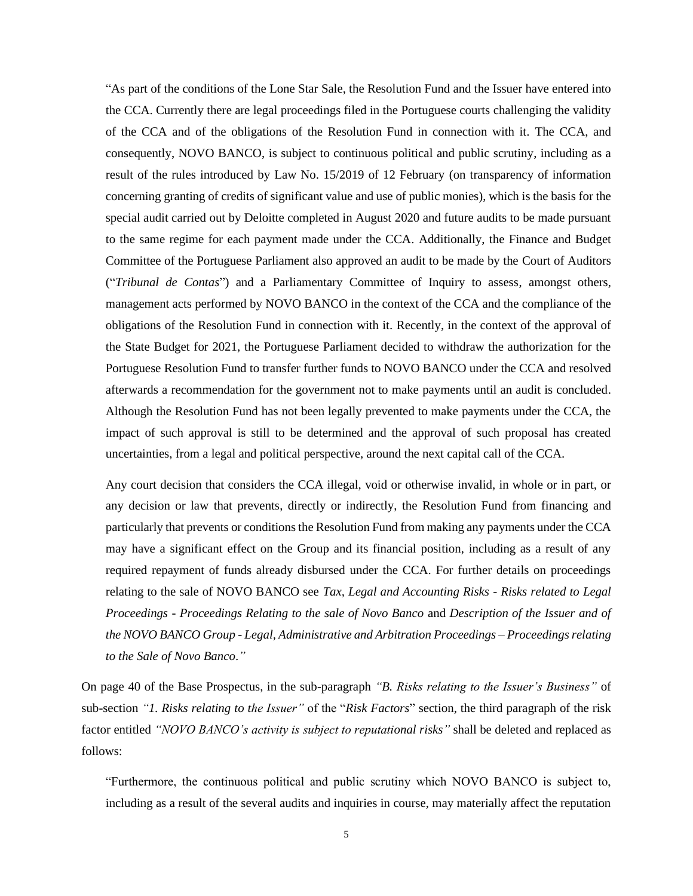"As part of the conditions of the Lone Star Sale, the Resolution Fund and the Issuer have entered into the CCA. Currently there are legal proceedings filed in the Portuguese courts challenging the validity of the CCA and of the obligations of the Resolution Fund in connection with it. The CCA, and consequently, NOVO BANCO, is subject to continuous political and public scrutiny, including as a result of the rules introduced by Law No. 15/2019 of 12 February (on transparency of information concerning granting of credits of significant value and use of public monies), which is the basis for the special audit carried out by Deloitte completed in August 2020 and future audits to be made pursuant to the same regime for each payment made under the CCA. Additionally, the Finance and Budget Committee of the Portuguese Parliament also approved an audit to be made by the Court of Auditors ("*Tribunal de Contas*") and a Parliamentary Committee of Inquiry to assess, amongst others, management acts performed by NOVO BANCO in the context of the CCA and the compliance of the obligations of the Resolution Fund in connection with it. Recently, in the context of the approval of the State Budget for 2021, the Portuguese Parliament decided to withdraw the authorization for the Portuguese Resolution Fund to transfer further funds to NOVO BANCO under the CCA and resolved afterwards a recommendation for the government not to make payments until an audit is concluded. Although the Resolution Fund has not been legally prevented to make payments under the CCA, the impact of such approval is still to be determined and the approval of such proposal has created uncertainties, from a legal and political perspective, around the next capital call of the CCA.

Any court decision that considers the CCA illegal, void or otherwise invalid, in whole or in part, or any decision or law that prevents, directly or indirectly, the Resolution Fund from financing and particularly that prevents or conditions the Resolution Fund from making any payments under the CCA may have a significant effect on the Group and its financial position, including as a result of any required repayment of funds already disbursed under the CCA. For further details on proceedings relating to the sale of NOVO BANCO see *Tax, Legal and Accounting Risks - Risks related to Legal Proceedings - Proceedings Relating to the sale of Novo Banco* and *Description of the Issuer and of the NOVO BANCO Group - Legal, Administrative and Arbitration Proceedings – Proceedings relating to the Sale of Novo Banco*."

On page 40 of the Base Prospectus, in the sub-paragraph *"B. Risks relating to the Issuer's Business"* of sub-section *"1. Risks relating to the Issuer"* of the "*Risk Factors*" section, the third paragraph of the risk factor entitled *"NOVO BANCO's activity is subject to reputational risks"* shall be deleted and replaced as follows:

"Furthermore, the continuous political and public scrutiny which NOVO BANCO is subject to, including as a result of the several audits and inquiries in course, may materially affect the reputation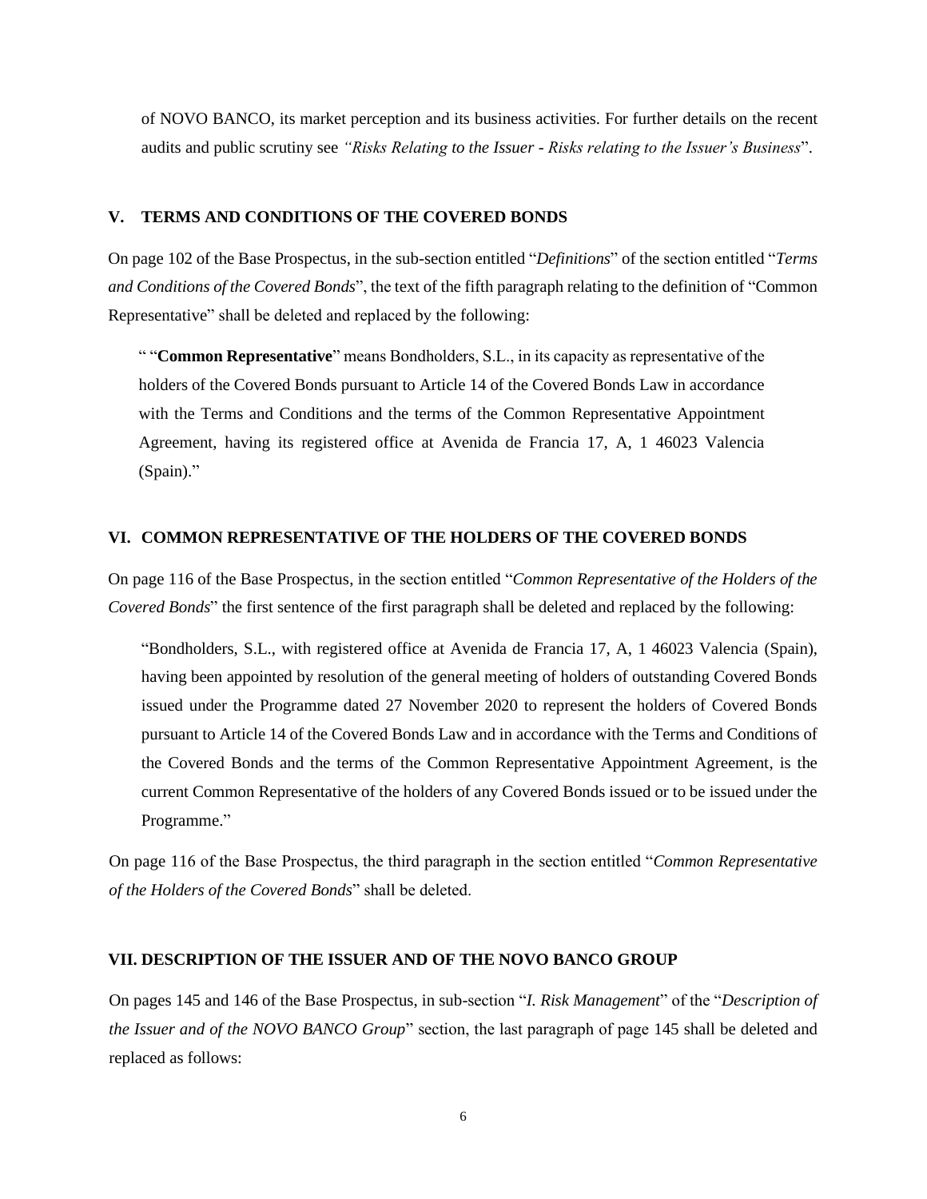of NOVO BANCO, its market perception and its business activities. For further details on the recent audits and public scrutiny see *"Risks Relating to the Issuer - Risks relating to the Issuer's Business*".

## V. TERMS AND CONDITIONS OF THE COVERED BONDS

On page 102 of the Base Prospectus, in the sub-section entitled "*Definitions*" of the section entitled "*Terms and Conditions of the Covered Bonds*", the text of the fifth paragraph relating to the definition of "Common Representative" shall be deleted and replaced by the following:

> " "**Common Representative**" means Bondholders, S.L., in its capacity as representative of the holders of the Covered Bonds pursuant to Article 14 of the Covered Bonds Law in accordance with the Terms and Conditions and the terms of the Common Representative Appointment Agreement, having its registered office at Avenida de Francia 17, A, 1 46023 Valencia (Spain)."

## VI. COMMON REPRESENTATIVE OF THE HOLDERS OF THE COVERED BONDS

On page 116 of the Base Prospectus, in the section entitled "*Common Representative of the Holders of the Covered Bonds*" the first sentence of the first paragraph shall be deleted and replaced by the following:

> "Bondholders, S.L., with registered office at Avenida de Francia 17, A, 1 46023 Valencia (Spain), having been appointed by resolution of the general meeting of holders of outstanding Covered Bonds issued under the Programme dated 27 November 2020 to represent the holders of Covered Bonds pursuant to Article 14 of the Covered Bonds Law and in accordance with the Terms and Conditions of the Covered Bonds and the terms of the Common Representative Appointment Agreement, is the current Common Representative of the holders of any Covered Bonds issued or to be issued under the Programme."

On page 116 of the Base Prospectus, the third paragraph in the section entitled "*Common Representative of the Holders of the Covered Bonds*" shall be deleted.

## VII. DESCRIPTION OF THE ISSUER AND OF THE NOVO BANCO GROUP

On pages 145 and 146 of the Base Prospectus, in sub-section "*I. Risk Management*" of the "*Description of the Issuer and of the NOVO BANCO Group*" section, the last paragraph of page 145 shall be deleted and replaced as follows: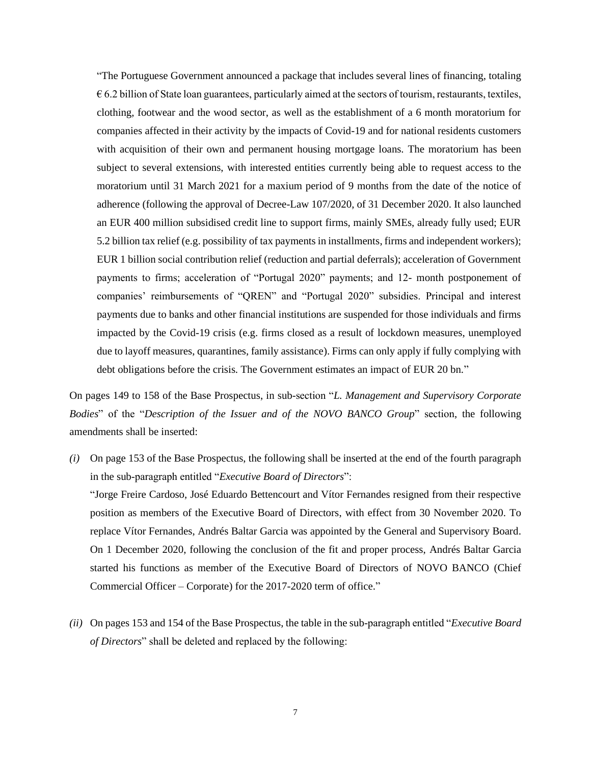"The Portuguese Government announced a package that includes several lines of financing, totaling € 6.2 billion of State loan guarantees, particularly aimed at the sectors of tourism, restaurants, textiles, clothing, footwear and the wood sector, as well as the establishment of a 6 month moratorium for companies affected in their activity by the impacts of Covid-19 and for national residents customers with acquisition of their own and permanent housing mortgage loans. The moratorium has been subject to several extensions, with interested entities currently being able to request access to the moratorium until 31 March 2021 for a maxium period of 9 months from the date of the notice of adherence (following the approval of Decree-Law 107/2020, of 31 December 2020. It also launched an EUR 400 million subsidised credit line to support firms, mainly SMEs, already fully used; EUR 5.2 billion tax relief (e.g. possibility of tax payments in installments, firms and independent workers); EUR 1 billion social contribution relief (reduction and partial deferrals); acceleration of Government payments to firms; acceleration of "Portugal 2020" payments; and 12- month postponement of companies' reimbursements of "QREN" and "Portugal 2020" subsidies. Principal and interest payments due to banks and other financial institutions are suspended for those individuals and firms impacted by the Covid-19 crisis (e.g. firms closed as a result of lockdown measures, unemployed due to layoff measures, quarantines, family assistance). Firms can only apply if fully complying with debt obligations before the crisis. The Government estimates an impact of EUR 20 bn."

On pages 149 to 158 of the Base Prospectus, in sub-section "*L. Management and Supervisory Corporate Bodies*" of the "*Description of the Issuer and of the NOVO BANCO Group*" section, the following amendments shall be inserted:

*(i)* On page 153 of the Base Prospectus, the following shall be inserted at the end of the fourth paragraph in the sub-paragraph entitled "*Executive Board of Directors*":

"Jorge Freire Cardoso, José Eduardo Bettencourt and Vítor Fernandes resigned from their respective position as members of the Executive Board of Directors, with effect from 30 November 2020. To replace Vítor Fernandes, Andrés Baltar Garcia was appointed by the General and Supervisory Board. On 1 December 2020, following the conclusion of the fit and proper process, Andrés Baltar Garcia started his functions as member of the Executive Board of Directors of NOVO BANCO (Chief Commercial Officer – Corporate) for the 2017-2020 term of office."

*(ii)* On pages 153 and 154 of the Base Prospectus, the table in the sub-paragraph entitled "*Executive Board of Directors*" shall be deleted and replaced by the following: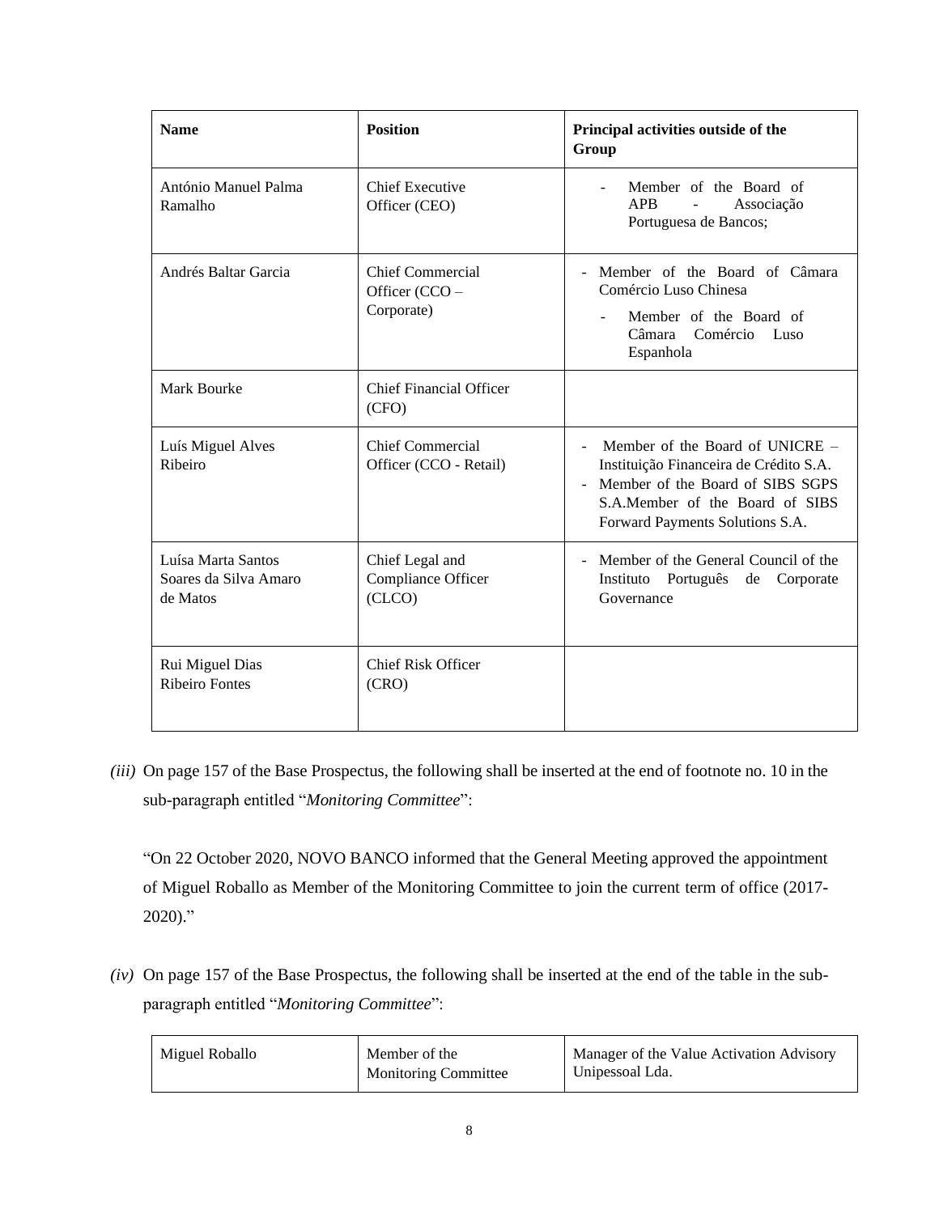| Name | Position | Principal activities outside of the Group |
| --- | --- | --- |
| António Manuel Palma Ramalho | Chief Executive Officer (CEO) | - Member of the Board of APB - Associação Portuguesa de Bancos; |
| Andrés Baltar Garcia | Chief Commercial Officer (CCO – Corporate) | - Member of the Board of Câmara Comércio Luso Chinesa<br>- Member of the Board of Câmara Comércio Luso Espanhola |
| Mark Bourke | Chief Financial Officer (CFO) | |
| Luís Miguel Alves Ribeiro | Chief Commercial Officer (CCO - Retail) | - Member of the Board of UNICRE – Instituição Financeira de Crédito S.A.<br>- Member of the Board of SIBS SGPS S.A.Member of the Board of SIBS Forward Payments Solutions S.A. |
| Luísa Marta Santos Soares da Silva Amaro de Matos | Chief Legal and Compliance Officer (CLCO) | - Member of the General Council of the Instituto Português de Corporate Governance |
| Rui Miguel Dias Ribeiro Fontes | Chief Risk Officer (CRO) | |

*(iii)* On page 157 of the Base Prospectus, the following shall be inserted at the end of footnote no. 10 in the sub-paragraph entitled "*Monitoring Committee*":

"On 22 October 2020, NOVO BANCO informed that the General Meeting approved the appointment of Miguel Roballo as Member of the Monitoring Committee to join the current term of office (2017-2020)."

*(iv)* On page 157 of the Base Prospectus, the following shall be inserted at the end of the table in the sub-paragraph entitled "*Monitoring Committee*":

| | | |
| --- | --- | --- |
| Miguel Roballo | Member of the Monitoring Committee | Manager of the Value Activation Advisory Unipessoal Lda. |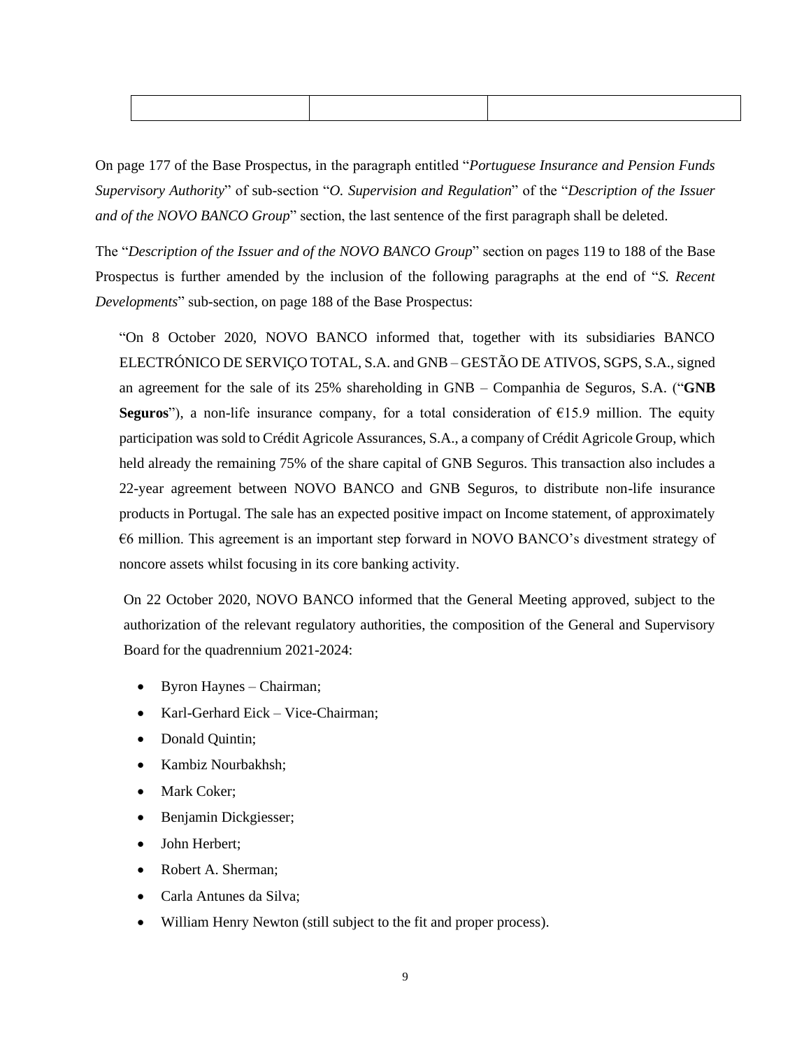| | | |
|---|---|---|

On page 177 of the Base Prospectus, in the paragraph entitled "*Portuguese Insurance and Pension Funds Supervisory Authority*" of sub-section "*O. Supervision and Regulation*" of the "*Description of the Issuer and of the NOVO BANCO Group*" section, the last sentence of the first paragraph shall be deleted.

The "*Description of the Issuer and of the NOVO BANCO Group*" section on pages 119 to 188 of the Base Prospectus is further amended by the inclusion of the following paragraphs at the end of "*S. Recent Developments*" sub-section, on page 188 of the Base Prospectus:

"On 8 October 2020, NOVO BANCO informed that, together with its subsidiaries BANCO ELECTRÓNICO DE SERVIÇO TOTAL, S.A. and GNB – GESTÃO DE ATIVOS, SGPS, S.A., signed an agreement for the sale of its 25% shareholding in GNB – Companhia de Seguros, S.A. ("**GNB Seguros**"), a non-life insurance company, for a total consideration of €15.9 million. The equity participation was sold to Crédit Agricole Assurances, S.A., a company of Crédit Agricole Group, which held already the remaining 75% of the share capital of GNB Seguros. This transaction also includes a 22-year agreement between NOVO BANCO and GNB Seguros, to distribute non-life insurance products in Portugal. The sale has an expected positive impact on Income statement, of approximately €6 million. This agreement is an important step forward in NOVO BANCO's divestment strategy of noncore assets whilst focusing in its core banking activity.

On 22 October 2020, NOVO BANCO informed that the General Meeting approved, subject to the authorization of the relevant regulatory authorities, the composition of the General and Supervisory Board for the quadrennium 2021-2024:

- Byron Haynes – Chairman;
- Karl-Gerhard Eick – Vice-Chairman;
- Donald Quintin;
- Kambiz Nourbakhsh;
- Mark Coker;
- Benjamin Dickgiesser;
- John Herbert;
- Robert A. Sherman;
- Carla Antunes da Silva;
- William Henry Newton (still subject to the fit and proper process).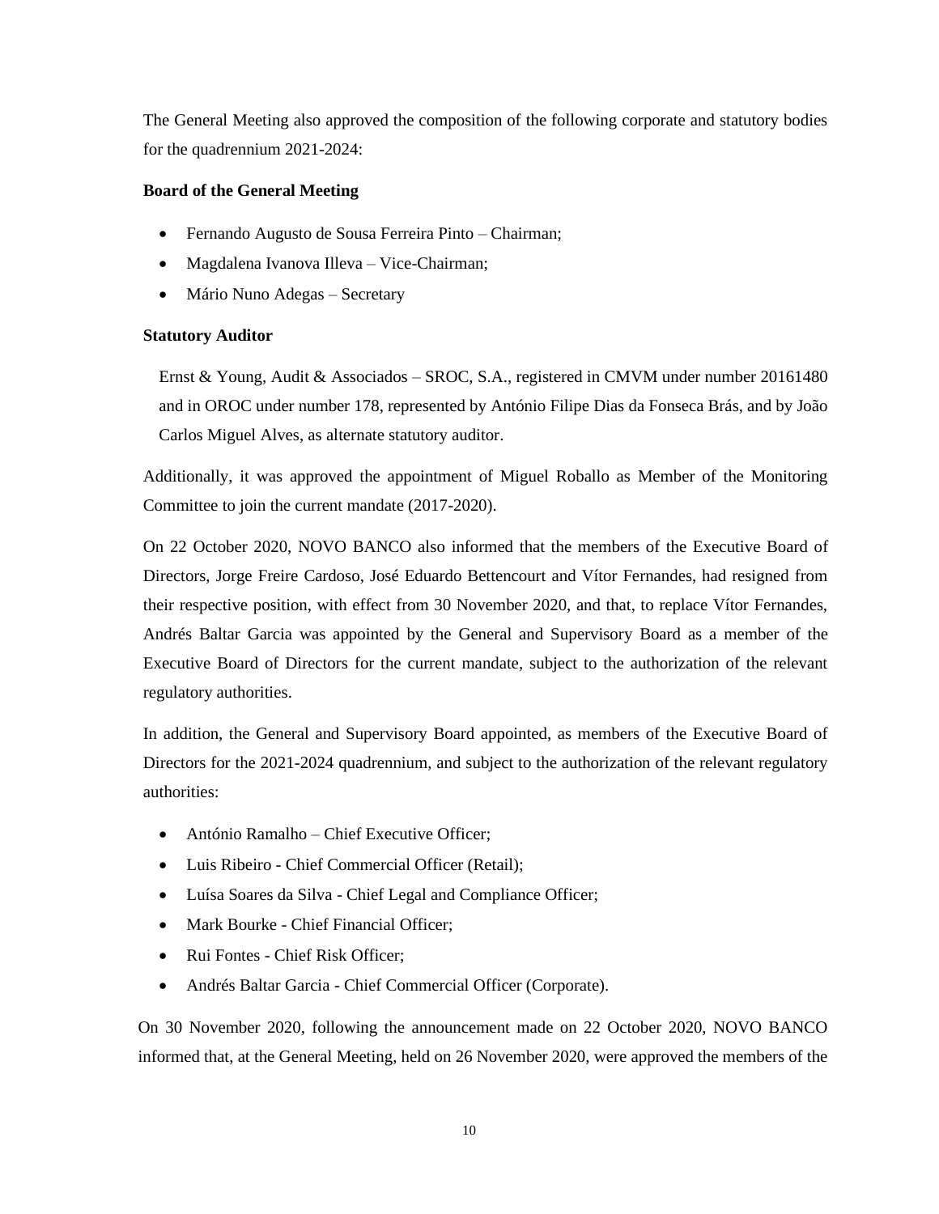The General Meeting also approved the composition of the following corporate and statutory bodies for the quadrennium 2021-2024:

**Board of the General Meeting**

- Fernando Augusto de Sousa Ferreira Pinto – Chairman;
- Magdalena Ivanova Illeva – Vice-Chairman;
- Mário Nuno Adegas – Secretary

**Statutory Auditor**

Ernst & Young, Audit & Associados – SROC, S.A., registered in CMVM under number 20161480 and in OROC under number 178, represented by António Filipe Dias da Fonseca Brás, and by João Carlos Miguel Alves, as alternate statutory auditor.

Additionally, it was approved the appointment of Miguel Roballo as Member of the Monitoring Committee to join the current mandate (2017-2020).

On 22 October 2020, NOVO BANCO also informed that the members of the Executive Board of Directors, Jorge Freire Cardoso, José Eduardo Bettencourt and Vítor Fernandes, had resigned from their respective position, with effect from 30 November 2020, and that, to replace Vítor Fernandes, Andrés Baltar Garcia was appointed by the General and Supervisory Board as a member of the Executive Board of Directors for the current mandate, subject to the authorization of the relevant regulatory authorities.

In addition, the General and Supervisory Board appointed, as members of the Executive Board of Directors for the 2021-2024 quadrennium, and subject to the authorization of the relevant regulatory authorities:

- António Ramalho – Chief Executive Officer;
- Luis Ribeiro - Chief Commercial Officer (Retail);
- Luísa Soares da Silva - Chief Legal and Compliance Officer;
- Mark Bourke - Chief Financial Officer;
- Rui Fontes - Chief Risk Officer;
- Andrés Baltar Garcia - Chief Commercial Officer (Corporate).

On 30 November 2020, following the announcement made on 22 October 2020, NOVO BANCO informed that, at the General Meeting, held on 26 November 2020, were approved the members of the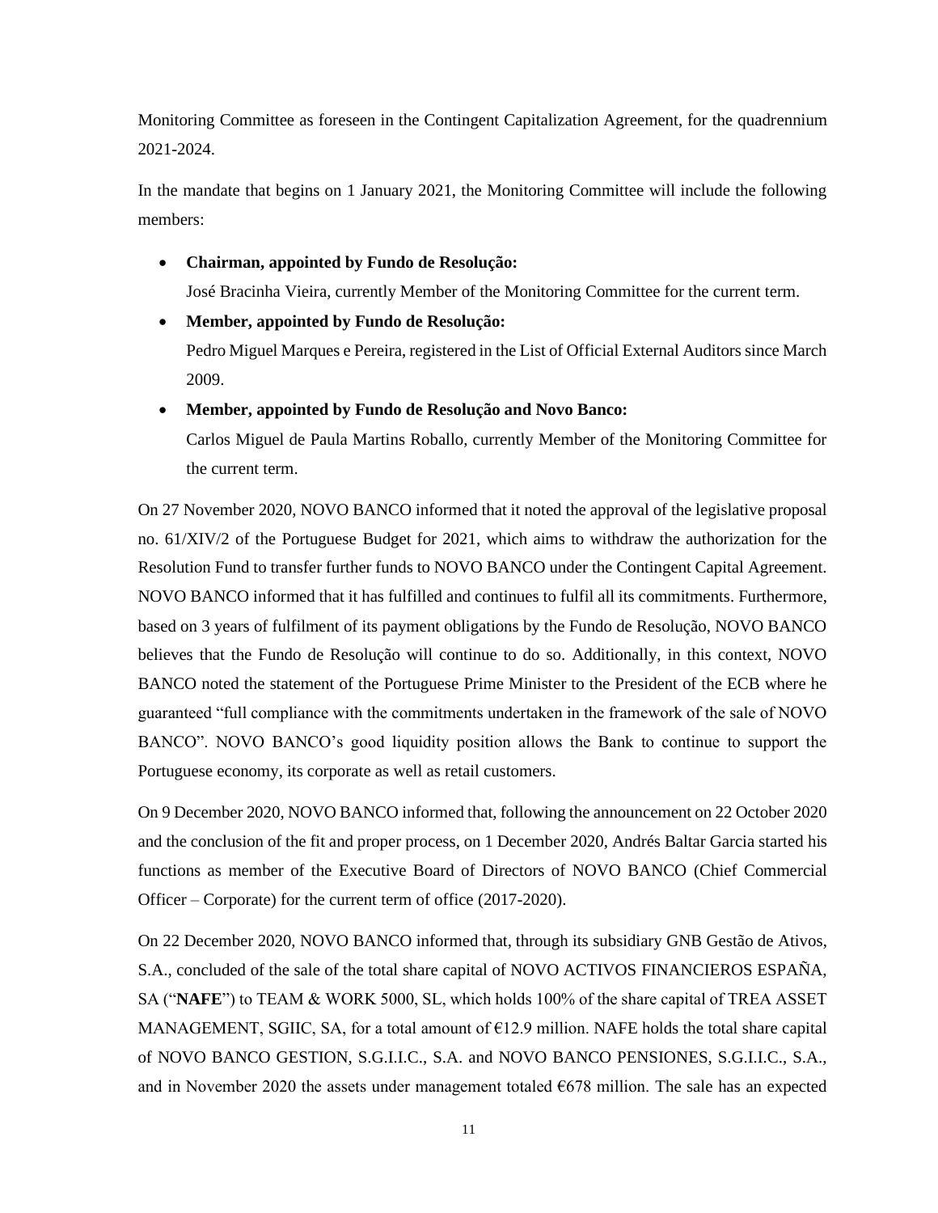Monitoring Committee as foreseen in the Contingent Capitalization Agreement, for the quadrennium 2021-2024.

In the mandate that begins on 1 January 2021, the Monitoring Committee will include the following members:

- **Chairman, appointed by Fundo de Resolução:**
  José Bracinha Vieira, currently Member of the Monitoring Committee for the current term.
- **Member, appointed by Fundo de Resolução:**
  Pedro Miguel Marques e Pereira, registered in the List of Official External Auditors since March 2009.
- **Member, appointed by Fundo de Resolução and Novo Banco:**
  Carlos Miguel de Paula Martins Roballo, currently Member of the Monitoring Committee for the current term.

On 27 November 2020, NOVO BANCO informed that it noted the approval of the legislative proposal no. 61/XIV/2 of the Portuguese Budget for 2021, which aims to withdraw the authorization for the Resolution Fund to transfer further funds to NOVO BANCO under the Contingent Capital Agreement. NOVO BANCO informed that it has fulfilled and continues to fulfil all its commitments. Furthermore, based on 3 years of fulfilment of its payment obligations by the Fundo de Resolução, NOVO BANCO believes that the Fundo de Resolução will continue to do so. Additionally, in this context, NOVO BANCO noted the statement of the Portuguese Prime Minister to the President of the ECB where he guaranteed "full compliance with the commitments undertaken in the framework of the sale of NOVO BANCO". NOVO BANCO's good liquidity position allows the Bank to continue to support the Portuguese economy, its corporate as well as retail customers.

On 9 December 2020, NOVO BANCO informed that, following the announcement on 22 October 2020 and the conclusion of the fit and proper process, on 1 December 2020, Andrés Baltar Garcia started his functions as member of the Executive Board of Directors of NOVO BANCO (Chief Commercial Officer – Corporate) for the current term of office (2017-2020).

On 22 December 2020, NOVO BANCO informed that, through its subsidiary GNB Gestão de Ativos, S.A., concluded of the sale of the total share capital of NOVO ACTIVOS FINANCIEROS ESPAÑA, SA ("**NAFE**") to TEAM & WORK 5000, SL, which holds 100% of the share capital of TREA ASSET MANAGEMENT, SGIIC, SA, for a total amount of €12.9 million. NAFE holds the total share capital of NOVO BANCO GESTION, S.G.I.I.C., S.A. and NOVO BANCO PENSIONES, S.G.I.I.C., S.A., and in November 2020 the assets under management totaled €678 million. The sale has an expected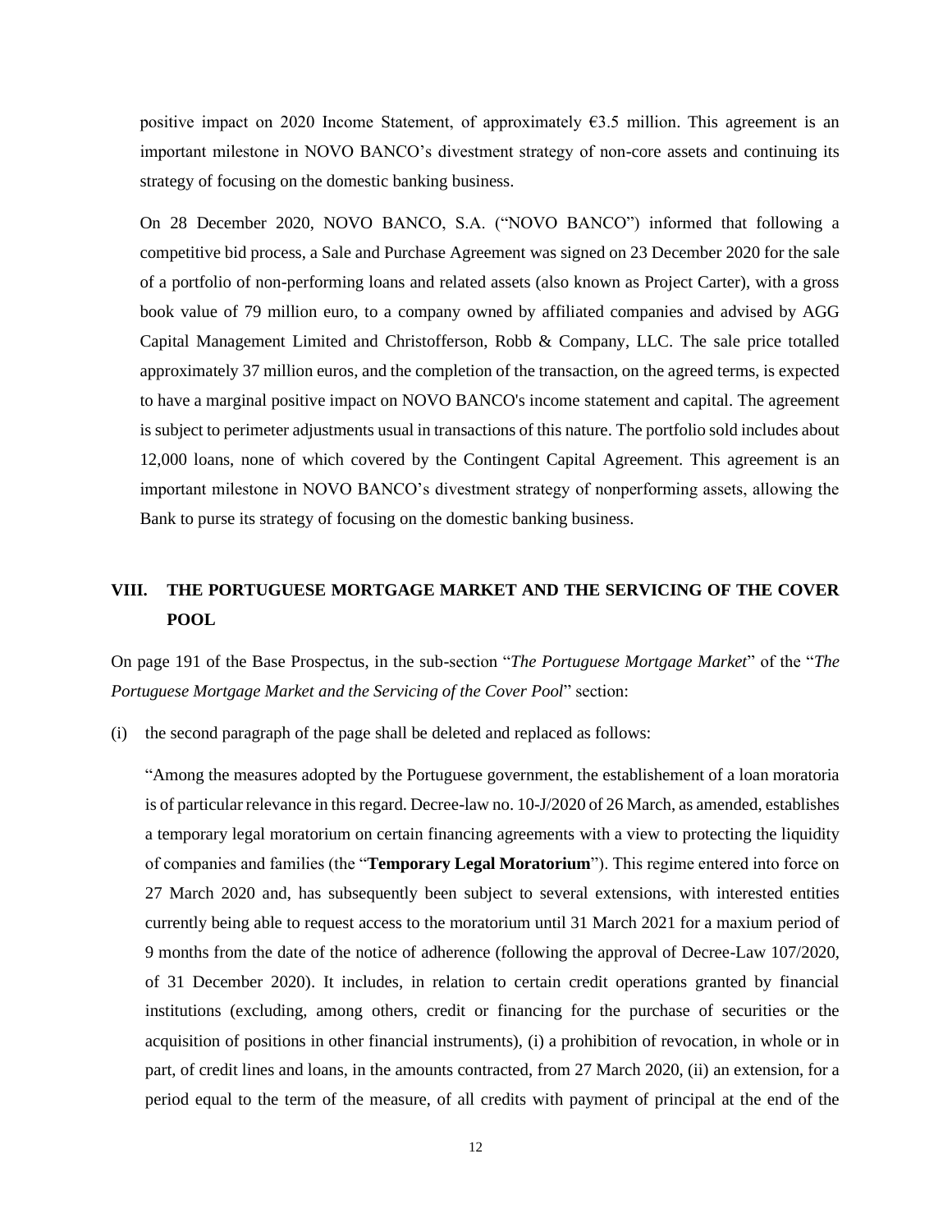positive impact on 2020 Income Statement, of approximately €3.5 million. This agreement is an important milestone in NOVO BANCO's divestment strategy of non-core assets and continuing its strategy of focusing on the domestic banking business.

On 28 December 2020, NOVO BANCO, S.A. ("NOVO BANCO") informed that following a competitive bid process, a Sale and Purchase Agreement was signed on 23 December 2020 for the sale of a portfolio of non-performing loans and related assets (also known as Project Carter), with a gross book value of 79 million euro, to a company owned by affiliated companies and advised by AGG Capital Management Limited and Christofferson, Robb & Company, LLC. The sale price totalled approximately 37 million euros, and the completion of the transaction, on the agreed terms, is expected to have a marginal positive impact on NOVO BANCO's income statement and capital. The agreement is subject to perimeter adjustments usual in transactions of this nature. The portfolio sold includes about 12,000 loans, none of which covered by the Contingent Capital Agreement. This agreement is an important milestone in NOVO BANCO's divestment strategy of nonperforming assets, allowing the Bank to purse its strategy of focusing on the domestic banking business.

## VIII. THE PORTUGUESE MORTGAGE MARKET AND THE SERVICING OF THE COVER POOL

On page 191 of the Base Prospectus, in the sub-section "*The Portuguese Mortgage Market*" of the "*The Portuguese Mortgage Market and the Servicing of the Cover Pool*" section:

(i) the second paragraph of the page shall be deleted and replaced as follows:

"Among the measures adopted by the Portuguese government, the establishement of a loan moratoria is of particular relevance in this regard. Decree-law no. 10-J/2020 of 26 March, as amended, establishes a temporary legal moratorium on certain financing agreements with a view to protecting the liquidity of companies and families (the "**Temporary Legal Moratorium**"). This regime entered into force on 27 March 2020 and, has subsequently been subject to several extensions, with interested entities currently being able to request access to the moratorium until 31 March 2021 for a maxium period of 9 months from the date of the notice of adherence (following the approval of Decree-Law 107/2020, of 31 December 2020). It includes, in relation to certain credit operations granted by financial institutions (excluding, among others, credit or financing for the purchase of securities or the acquisition of positions in other financial instruments), (i) a prohibition of revocation, in whole or in part, of credit lines and loans, in the amounts contracted, from 27 March 2020, (ii) an extension, for a period equal to the term of the measure, of all credits with payment of principal at the end of the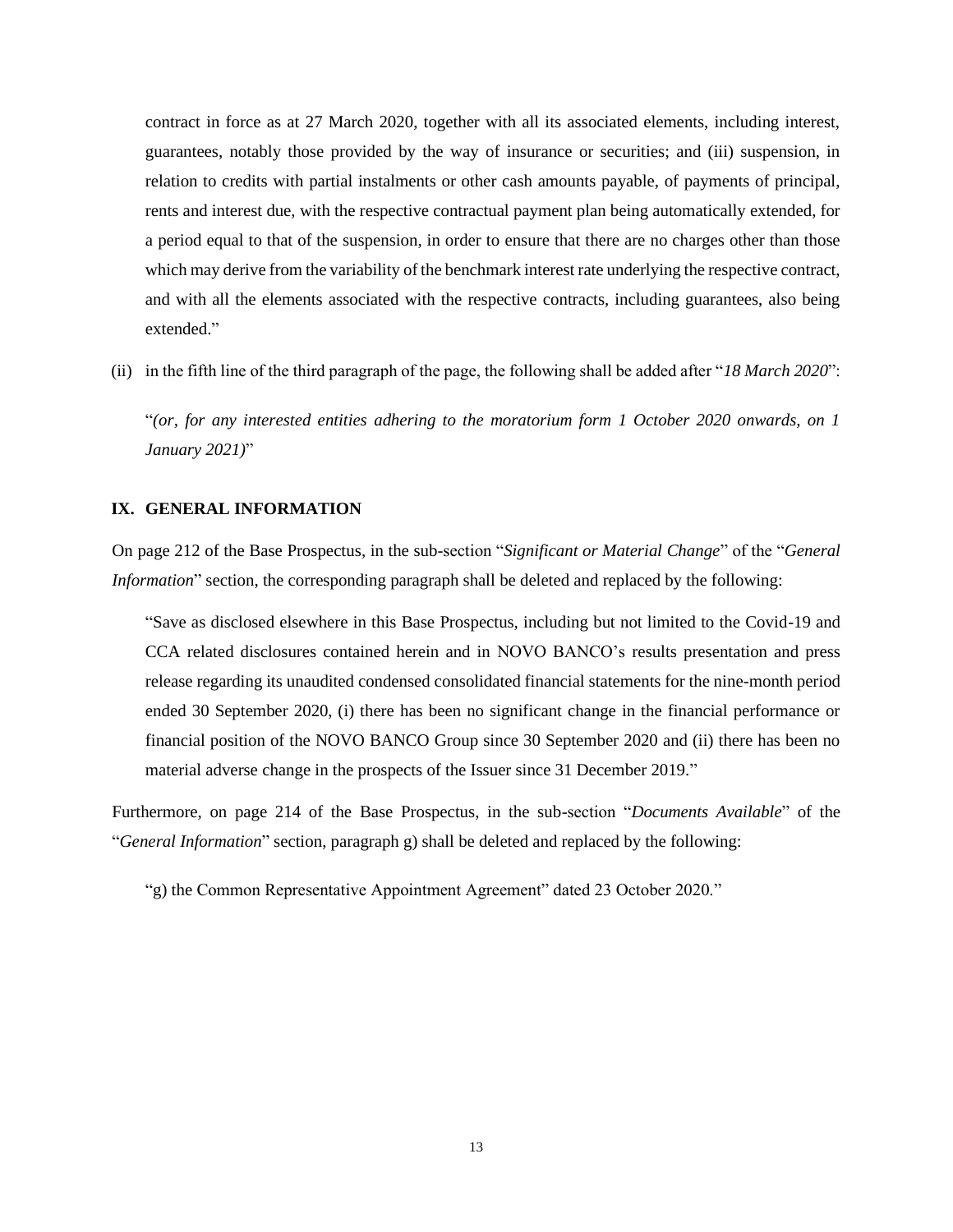contract in force as at 27 March 2020, together with all its associated elements, including interest, guarantees, notably those provided by the way of insurance or securities; and (iii) suspension, in relation to credits with partial instalments or other cash amounts payable, of payments of principal, rents and interest due, with the respective contractual payment plan being automatically extended, for a period equal to that of the suspension, in order to ensure that there are no charges other than those which may derive from the variability of the benchmark interest rate underlying the respective contract, and with all the elements associated with the respective contracts, including guarantees, also being extended."

(ii) in the fifth line of the third paragraph of the page, the following shall be added after "*18 March 2020*":

"*(or, for any interested entities adhering to the moratorium form 1 October 2020 onwards, on 1 January 2021)*"

## IX. GENERAL INFORMATION

On page 212 of the Base Prospectus, in the sub-section "*Significant or Material Change*" of the "*General Information*" section, the corresponding paragraph shall be deleted and replaced by the following:

"Save as disclosed elsewhere in this Base Prospectus, including but not limited to the Covid-19 and CCA related disclosures contained herein and in NOVO BANCO's results presentation and press release regarding its unaudited condensed consolidated financial statements for the nine-month period ended 30 September 2020, (i) there has been no significant change in the financial performance or financial position of the NOVO BANCO Group since 30 September 2020 and (ii) there has been no material adverse change in the prospects of the Issuer since 31 December 2019."

Furthermore, on page 214 of the Base Prospectus, in the sub-section "*Documents Available*" of the "*General Information*" section, paragraph g) shall be deleted and replaced by the following:

"g) the Common Representative Appointment Agreement" dated 23 October 2020."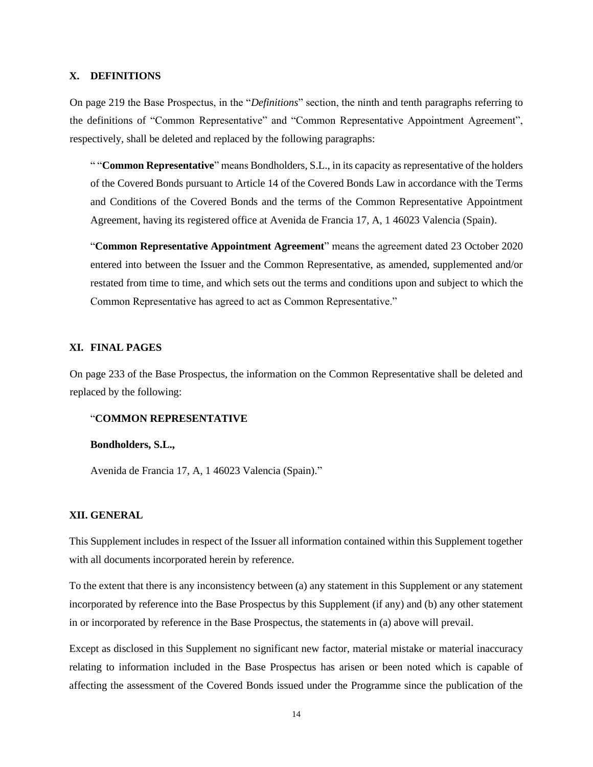## X. DEFINITIONS

On page 219 the Base Prospectus, in the "*Definitions*" section, the ninth and tenth paragraphs referring to the definitions of "Common Representative" and "Common Representative Appointment Agreement", respectively, shall be deleted and replaced by the following paragraphs:

> " "**Common Representative**" means Bondholders, S.L., in its capacity as representative of the holders of the Covered Bonds pursuant to Article 14 of the Covered Bonds Law in accordance with the Terms and Conditions of the Covered Bonds and the terms of the Common Representative Appointment Agreement, having its registered office at Avenida de Francia 17, A, 1 46023 Valencia (Spain).
>
> "**Common Representative Appointment Agreement**" means the agreement dated 23 October 2020 entered into between the Issuer and the Common Representative, as amended, supplemented and/or restated from time to time, and which sets out the terms and conditions upon and subject to which the Common Representative has agreed to act as Common Representative."

## XI. FINAL PAGES

On page 233 of the Base Prospectus, the information on the Common Representative shall be deleted and replaced by the following:

> "**COMMON REPRESENTATIVE**
>
> **Bondholders, S.L.,**
>
> Avenida de Francia 17, A, 1 46023 Valencia (Spain)."

## XII. GENERAL

This Supplement includes in respect of the Issuer all information contained within this Supplement together with all documents incorporated herein by reference.

To the extent that there is any inconsistency between (a) any statement in this Supplement or any statement incorporated by reference into the Base Prospectus by this Supplement (if any) and (b) any other statement in or incorporated by reference in the Base Prospectus, the statements in (a) above will prevail.

Except as disclosed in this Supplement no significant new factor, material mistake or material inaccuracy relating to information included in the Base Prospectus has arisen or been noted which is capable of affecting the assessment of the Covered Bonds issued under the Programme since the publication of the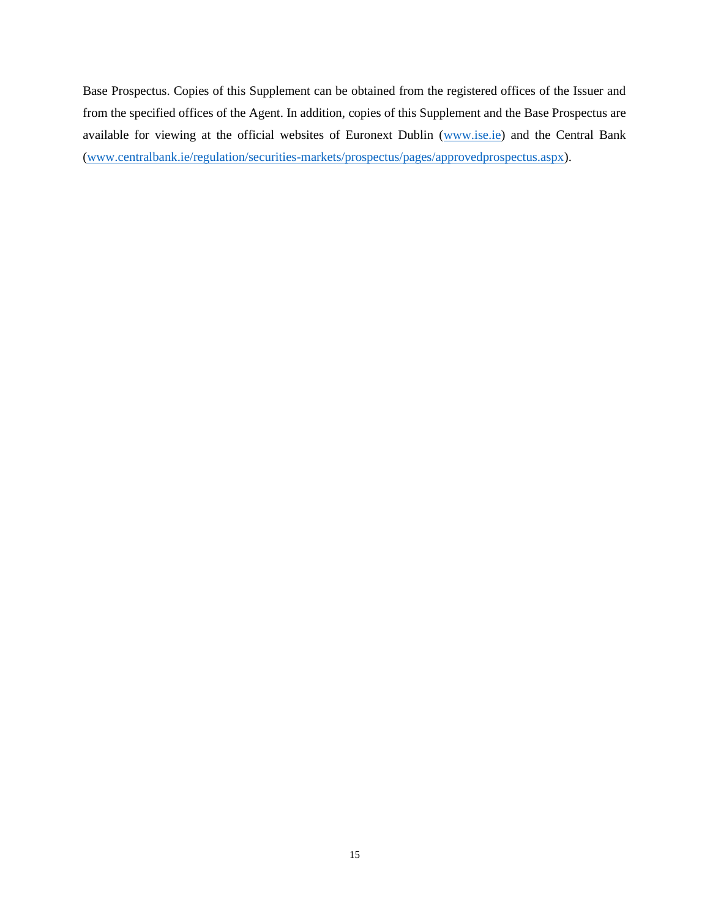Base Prospectus. Copies of this Supplement can be obtained from the registered offices of the Issuer and from the specified offices of the Agent. In addition, copies of this Supplement and the Base Prospectus are available for viewing at the official websites of Euronext Dublin (www.ise.ie) and the Central Bank (www.centralbank.ie/regulation/securities-markets/prospectus/pages/approvedprospectus.aspx).